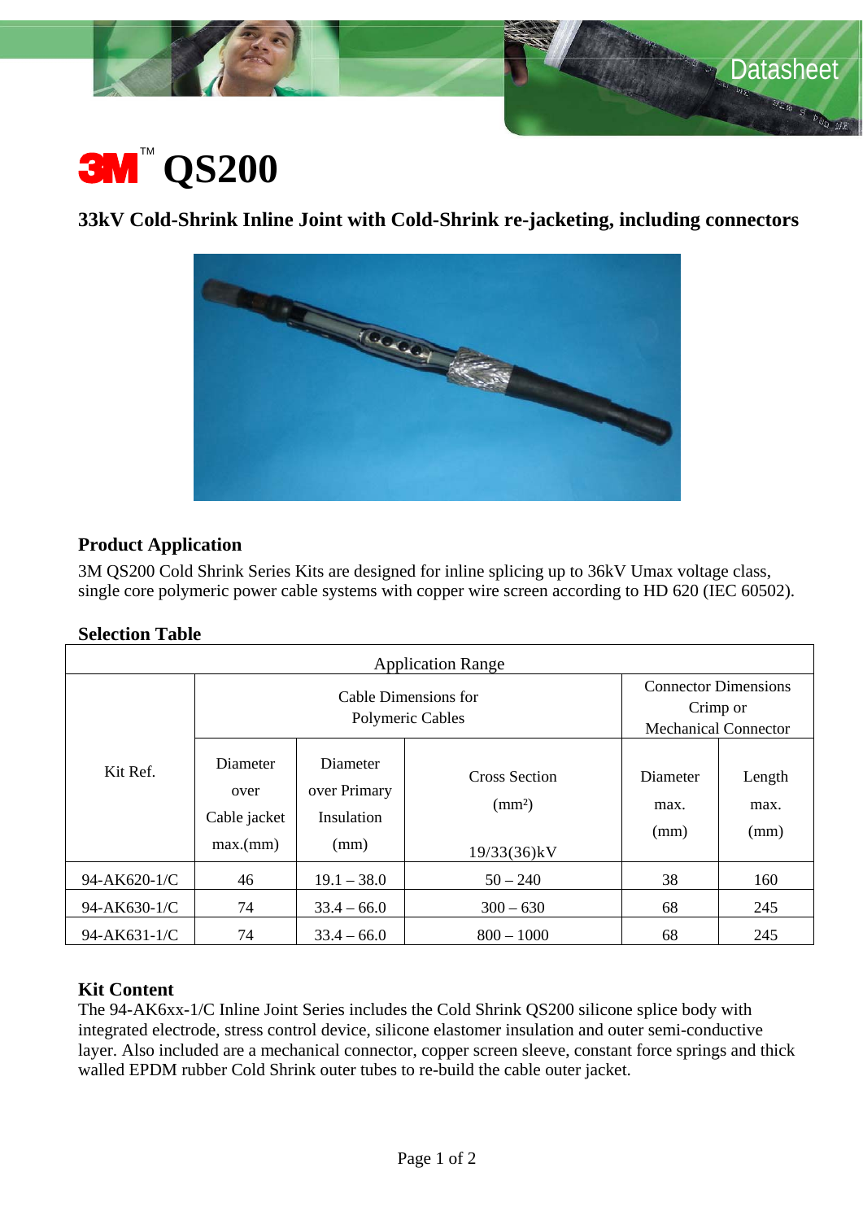# 3M™ QS200

## 33kV Cold-Shrink Inline Joint with Cold-Shrink re-jacketing, including connectors

### Product Application

3M QS200 Cold Shrink Series Kits are designed for inline splicing up to 36kV Umax voltage class, single core polymeric power cable systems with copper wire screen according to HD 620 (IEC 60502).

### Selection Table

| Application Range | | | | | |
|---|---|---|---|---|---|
| Kit Ref. | Cable Dimensions for Polymeric Cables | | | Connector Dimensions Crimp or Mechanical Connector | |
| | Diameter over Cable jacket max.(mm) | Diameter over Primary Insulation (mm) | Cross Section ($mm^2$) 19/33(36)kV | Diameter max. (mm) | Length max. (mm) |
| 94-AK620-1/C | 46 | 19.1 – 38.0 | 50 – 240 | 38 | 160 |
| 94-AK630-1/C | 74 | 33.4 – 66.0 | 300 – 630 | 68 | 245 |
| 94-AK631-1/C | 74 | 33.4 – 66.0 | 800 – 1000 | 68 | 245 |

### Kit Content

The 94-AK6xx-1/C Inline Joint Series includes the Cold Shrink QS200 silicone splice body with integrated electrode, stress control device, silicone elastomer insulation and outer semi-conductive layer. Also included are a mechanical connector, copper screen sleeve, constant force springs and thick walled EPDM rubber Cold Shrink outer tubes to re-build the cable outer jacket.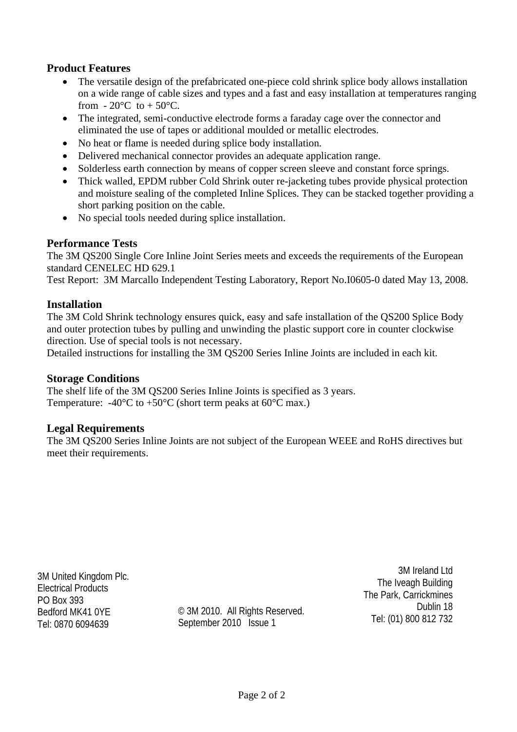## Product Features

- The versatile design of the prefabricated one-piece cold shrink splice body allows installation on a wide range of cable sizes and types and a fast and easy installation at temperatures ranging from - 20°C to + 50°C.
- The integrated, semi-conductive electrode forms a faraday cage over the connector and eliminated the use of tapes or additional moulded or metallic electrodes.
- No heat or flame is needed during splice body installation.
- Delivered mechanical connector provides an adequate application range.
- Solderless earth connection by means of copper screen sleeve and constant force springs.
- Thick walled, EPDM rubber Cold Shrink outer re-jacketing tubes provide physical protection and moisture sealing of the completed Inline Splices. They can be stacked together providing a short parking position on the cable.
- No special tools needed during splice installation.

## Performance Tests

The 3M QS200 Single Core Inline Joint Series meets and exceeds the requirements of the European standard CENELEC HD 629.1
Test Report: 3M Marcallo Independent Testing Laboratory, Report No.I0605-0 dated May 13, 2008.

## Installation

The 3M Cold Shrink technology ensures quick, easy and safe installation of the QS200 Splice Body and outer protection tubes by pulling and unwinding the plastic support core in counter clockwise direction. Use of special tools is not necessary.
Detailed instructions for installing the 3M QS200 Series Inline Joints are included in each kit.

## Storage Conditions

The shelf life of the 3M QS200 Series Inline Joints is specified as 3 years.
Temperature: -40°C to +50°C (short term peaks at 60°C max.)

## Legal Requirements

The 3M QS200 Series Inline Joints are not subject of the European WEEE and RoHS directives but meet their requirements.

3M United Kingdom Plc.
Electrical Products
PO Box 393
Bedford MK41 0YE
Tel: 0870 6094639

© 3M 2010. All Rights Reserved.
September 2010 Issue 1

3M Ireland Ltd
The Iveagh Building
The Park, Carrickmines
Dublin 18
Tel: (01) 800 812 732